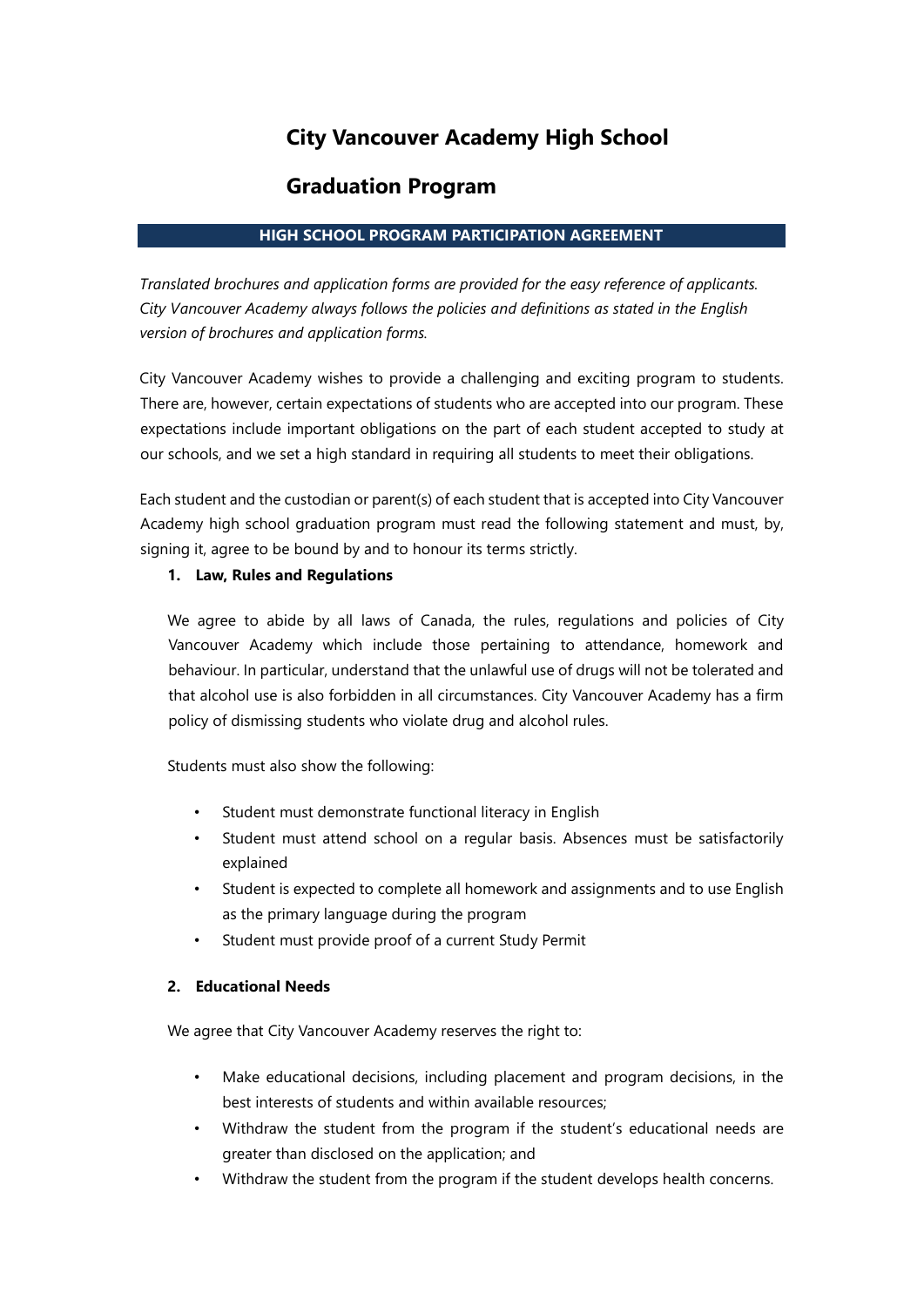# City Vancouver Academy High School

# Graduation Program

## HIGH SCHOOL PROGRAM PARTICIPATION AGREEMENT

*Translated brochures and application forms are provided for the easy reference of applicants. City Vancouver Academy always follows the policies and definitions as stated in the English version of brochures and application forms.*

City Vancouver Academy wishes to provide a challenging and exciting program to students. There are, however, certain expectations of students who are accepted into our program. These expectations include important obligations on the part of each student accepted to study at our schools, and we set a high standard in requiring all students to meet their obligations.

Each student and the custodian or parent(s) of each student that is accepted into City Vancouver Academy high school graduation program must read the following statement and must, by, signing it, agree to be bound by and to honour its terms strictly.

1. **Law, Rules and Regulations**

   We agree to abide by all laws of Canada, the rules, regulations and policies of City Vancouver Academy which include those pertaining to attendance, homework and behaviour. In particular, understand that the unlawful use of drugs will not be tolerated and that alcohol use is also forbidden in all circumstances. City Vancouver Academy has a firm policy of dismissing students who violate drug and alcohol rules.

   Students must also show the following:

   - Student must demonstrate functional literacy in English
   - Student must attend school on a regular basis. Absences must be satisfactorily explained
   - Student is expected to complete all homework and assignments and to use English as the primary language during the program
   - Student must provide proof of a current Study Permit

2. **Educational Needs**

   We agree that City Vancouver Academy reserves the right to:

   - Make educational decisions, including placement and program decisions, in the best interests of students and within available resources;
   - Withdraw the student from the program if the student's educational needs are greater than disclosed on the application; and
   - Withdraw the student from the program if the student develops health concerns.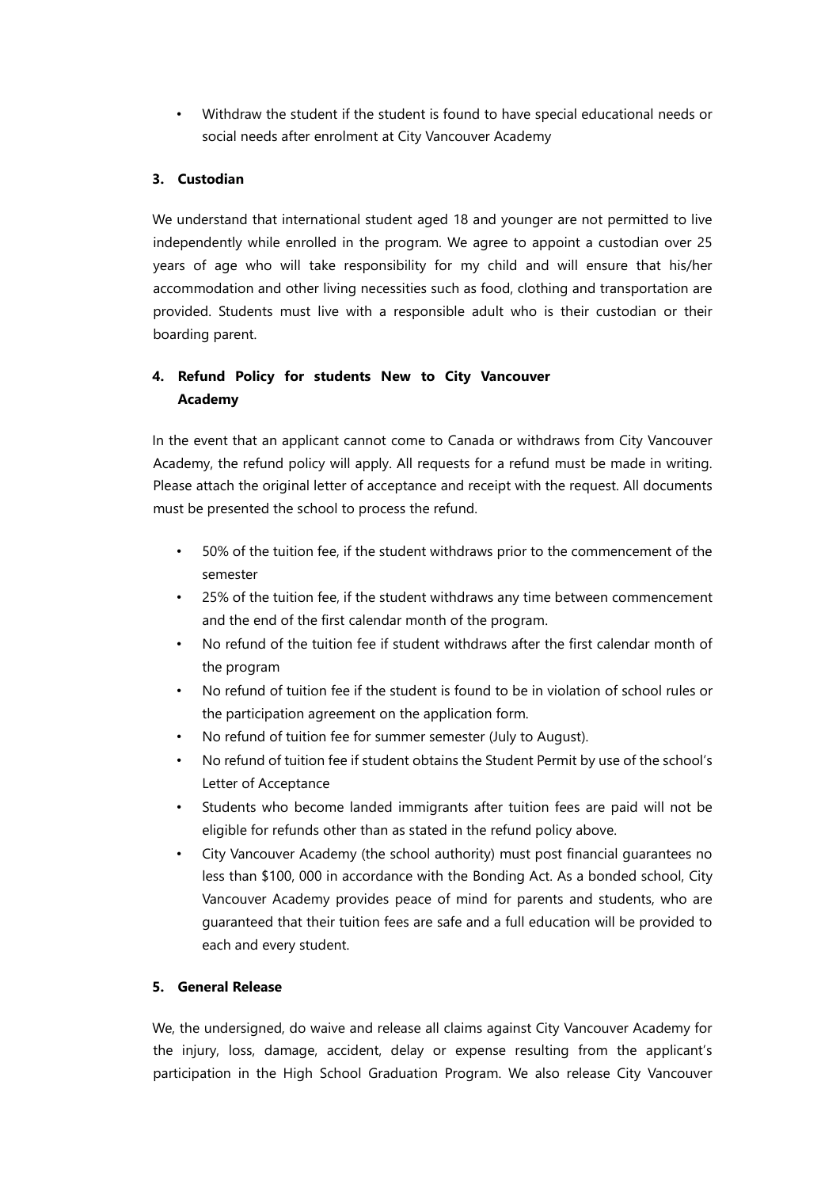- Withdraw the student if the student is found to have special educational needs or social needs after enrolment at City Vancouver Academy

**3. Custodian**

We understand that international student aged 18 and younger are not permitted to live independently while enrolled in the program. We agree to appoint a custodian over 25 years of age who will take responsibility for my child and will ensure that his/her accommodation and other living necessities such as food, clothing and transportation are provided. Students must live with a responsible adult who is their custodian or their boarding parent.

**4. Refund Policy for students New to City Vancouver Academy**

In the event that an applicant cannot come to Canada or withdraws from City Vancouver Academy, the refund policy will apply. All requests for a refund must be made in writing. Please attach the original letter of acceptance and receipt with the request. All documents must be presented the school to process the refund.

- 50% of the tuition fee, if the student withdraws prior to the commencement of the semester
- 25% of the tuition fee, if the student withdraws any time between commencement and the end of the first calendar month of the program.
- No refund of the tuition fee if student withdraws after the first calendar month of the program
- No refund of tuition fee if the student is found to be in violation of school rules or the participation agreement on the application form.
- No refund of tuition fee for summer semester (July to August).
- No refund of tuition fee if student obtains the Student Permit by use of the school's Letter of Acceptance
- Students who become landed immigrants after tuition fees are paid will not be eligible for refunds other than as stated in the refund policy above.
- City Vancouver Academy (the school authority) must post financial guarantees no less than $100, 000 in accordance with the Bonding Act. As a bonded school, City Vancouver Academy provides peace of mind for parents and students, who are guaranteed that their tuition fees are safe and a full education will be provided to each and every student.

**5. General Release**

We, the undersigned, do waive and release all claims against City Vancouver Academy for the injury, loss, damage, accident, delay or expense resulting from the applicant's participation in the High School Graduation Program. We also release City Vancouver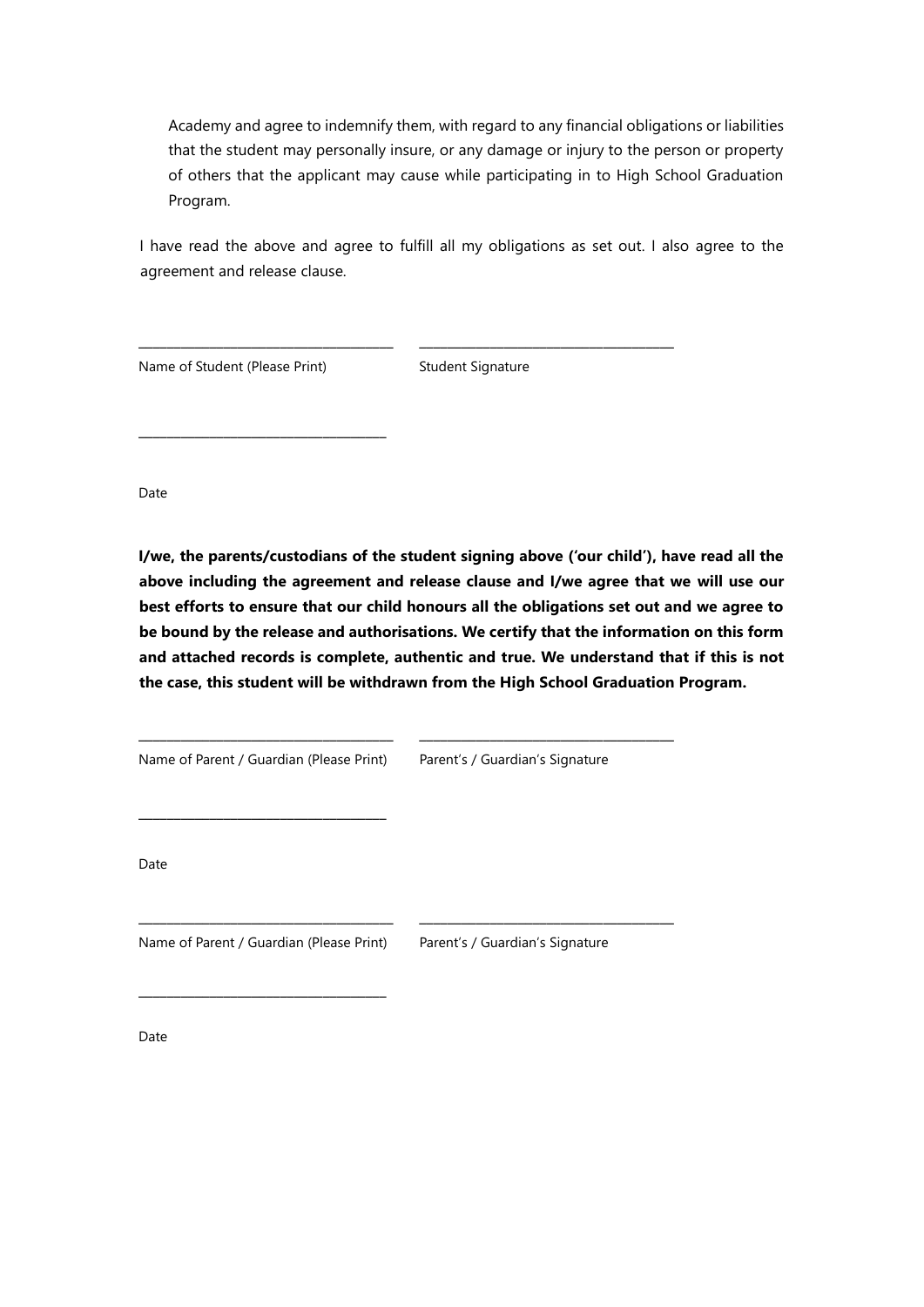Academy and agree to indemnify them, with regard to any financial obligations or liabilities that the student may personally insure, or any damage or injury to the person or property of others that the applicant may cause while participating in to High School Graduation Program.

I have read the above and agree to fulfill all my obligations as set out. I also agree to the agreement and release clause.

\_\_\_\_\_\_\_\_\_\_\_\_\_\_\_\_\_\_\_\_\_\_\_\_\_\_\_\_\_\_\_\_\_\_\_\_\_\_ \_\_\_\_\_\_\_\_\_\_\_\_\_\_\_\_\_\_\_\_\_\_\_\_\_\_\_\_\_\_\_\_\_\_\_\_\_\_

Name of Student (Please Print) Student Signature

\_\_\_\_\_\_\_\_\_\_\_\_\_\_\_\_\_\_\_\_\_\_\_\_\_\_\_\_\_\_\_\_\_\_\_\_\_\_

Date

**I/we, the parents/custodians of the student signing above ('our child'), have read all the above including the agreement and release clause and I/we agree that we will use our best efforts to ensure that our child honours all the obligations set out and we agree to be bound by the release and authorisations. We certify that the information on this form and attached records is complete, authentic and true. We understand that if this is not the case, this student will be withdrawn from the High School Graduation Program.**

\_\_\_\_\_\_\_\_\_\_\_\_\_\_\_\_\_\_\_\_\_\_\_\_\_\_\_\_\_\_\_\_\_\_\_\_\_\_ \_\_\_\_\_\_\_\_\_\_\_\_\_\_\_\_\_\_\_\_\_\_\_\_\_\_\_\_\_\_\_\_\_\_\_\_\_\_

Name of Parent / Guardian (Please Print) Parent's / Guardian's Signature

\_\_\_\_\_\_\_\_\_\_\_\_\_\_\_\_\_\_\_\_\_\_\_\_\_\_\_\_\_\_\_\_\_\_\_\_\_\_

Date

\_\_\_\_\_\_\_\_\_\_\_\_\_\_\_\_\_\_\_\_\_\_\_\_\_\_\_\_\_\_\_\_\_\_\_\_\_\_ \_\_\_\_\_\_\_\_\_\_\_\_\_\_\_\_\_\_\_\_\_\_\_\_\_\_\_\_\_\_\_\_\_\_\_\_\_\_

Name of Parent / Guardian (Please Print) Parent's / Guardian's Signature

\_\_\_\_\_\_\_\_\_\_\_\_\_\_\_\_\_\_\_\_\_\_\_\_\_\_\_\_\_\_\_\_\_\_\_\_\_\_

Date